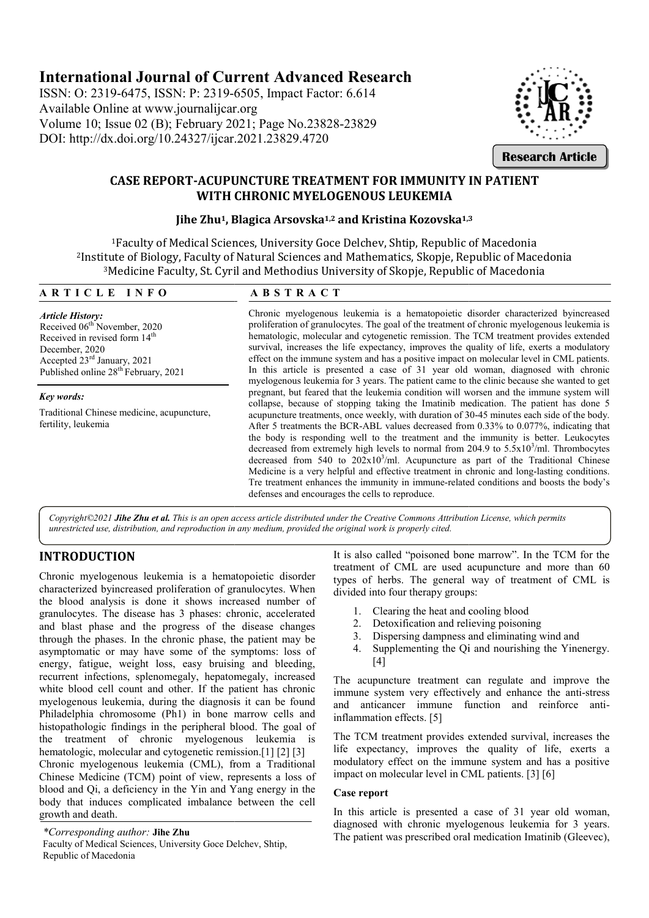# International Journal of Current Advanced Research

ISSN: O: 2319-6475, ISSN: P: 2319-6505, Impact Factor: 6.614
Available Online at www.journalijcar.org
Volume 10; Issue 02 (B); February 2021; Page No.23828-23829
DOI: http://dx.doi.org/10.24327/ijcar.2021.23829.4720

**Research Article**

## CASE REPORT-ACUPUNCTURE TREATMENT FOR IMMUNITY IN PATIENT WITH CHRONIC MYELOGENOUS LEUKEMIA

**Jihe Zhu[1], Blagica Arsovska[1,2] and Kristina Kozovska[1,3]**

[1]Faculty of Medical Sciences, University Goce Delchev, Shtip, Republic of Macedonia
[2]Institute of Biology, Faculty of Natural Sciences and Mathematics, Skopje, Republic of Macedonia
[3]Medicine Faculty, St. Cyril and Methodius University of Skopje, Republic of Macedonia

### A R T I C L E I N F O

*Article History:*
Received 06[th] November, 2020
Received in revised form 14[th] December, 2020
Accepted 23[rd] January, 2021
Published online 28[th] February, 2021

*Key words:*
Traditional Chinese medicine, acupuncture, fertility, leukemia

### A B S T R A C T

Chronic myelogenous leukemia is a hematopoietic disorder characterized byincreased proliferation of granulocytes. The goal of the treatment of chronic myelogenous leukemia is hematologic, molecular and cytogenetic remission. The TCM treatment provides extended survival, increases the life expectancy, improves the quality of life, exerts a modulatory effect on the immune system and has a positive impact on molecular level in CML patients. In this article is presented a case of 31 year old woman, diagnosed with chronic myelogenous leukemia for 3 years. The patient came to the clinic because she wanted to get pregnant, but feared that the leukemia condition will worsen and the immune system will collapse, because of stopping taking the Imatinib medication. The patient has done 5 acupuncture treatments, once weekly, with duration of 30-45 minutes each side of the body. After 5 treatments the BCR-ABL values decreased from 0.33% to 0.077%, indicating that the body is responding well to the treatment and the immunity is better. Leukocytes decreased from extremely high levels to normal from 204.9 to $5.5x10^3$/ml. Thrombocytes decreased from 540 to $202x10^3$/ml. Acupuncture as part of the Traditional Chinese Medicine is a very helpful and effective treatment in chronic and long-lasting conditions. Tre treatment enhances the immunity in immune-related conditions and boosts the body's defenses and encourages the cells to reproduce.

*Copyright©2021* ***Jihe Zhu et al.*** *This is an open access article distributed under the Creative Commons Attribution License, which permits unrestricted use, distribution, and reproduction in any medium, provided the original work is properly cited.*

## INTRODUCTION

Chronic myelogenous leukemia is a hematopoietic disorder characterized byincreased proliferation of granulocytes. When the blood analysis is done it shows increased number of granulocytes. The disease has 3 phases: chronic, accelerated and blast phase and the progress of the disease changes through the phases. In the chronic phase, the patient may be asymptomatic or may have some of the symptoms: loss of energy, fatigue, weight loss, easy bruising and bleeding, recurrent infections, splenomegaly, hepatomegaly, increased white blood cell count and other. If the patient has chronic myelogenous leukemia, during the diagnosis it can be found Philadelphia chromosome (Ph1) in bone marrow cells and histopathologic findings in the peripheral blood. The goal of the treatment of chronic myelogenous leukemia is hematologic, molecular and cytogenetic remission.[1] [2] [3]

Chronic myelogenous leukemia (CML), from a Traditional Chinese Medicine (TCM) point of view, represents a loss of blood and Qi, a deficiency in the Yin and Yang energy in the body that induces complicated imbalance between the cell growth and death.

*\*Corresponding author:* **Jihe Zhu**
Faculty of Medical Sciences, University Goce Delchev, Shtip, Republic of Macedonia

It is also called "poisoned bone marrow". In the TCM for the treatment of CML are used acupuncture and more than 60 types of herbs. The general way of treatment of CML is divided into four therapy groups:

1. Clearing the heat and cooling blood
2. Detoxification and relieving poisoning
3. Dispersing dampness and eliminating wind and
4. Supplementing the Qi and nourishing the Yinenergy. [4]

The acupuncture treatment can regulate and improve the immune system very effectively and enhance the anti-stress and anticancer immune function and reinforce anti-inflammation effects. [5]

The TCM treatment provides extended survival, increases the life expectancy, improves the quality of life, exerts a modulatory effect on the immune system and has a positive impact on molecular level in CML patients. [3] [6]

### Case report

In this article is presented a case of 31 year old woman, diagnosed with chronic myelogenous leukemia for 3 years. The patient was prescribed oral medication Imatinib (Gleevec),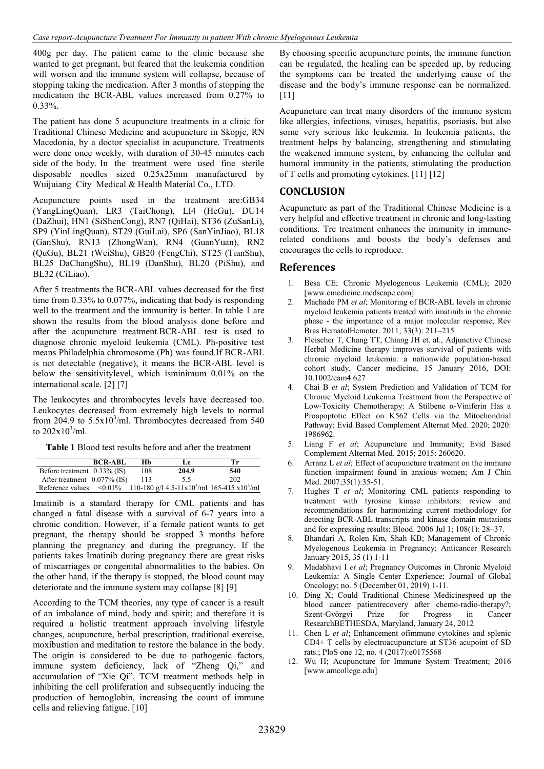400g per day. The patient came to the clinic because she wanted to get pregnant, but feared that the leukemia condition will worsen and the immune system will collapse, because of stopping taking the medication. After 3 months of stopping the medication the BCR-ABL values increased from 0.27% to 0.33%.

The patient has done 5 acupuncture treatments in a clinic for Traditional Chinese Medicine and acupuncture in Skopje, RN Macedonia, by a doctor specialist in acupuncture. Treatments were done once weekly, with duration of 30-45 minutes each side of the body. In the treatment were used fine sterile disposable needles sized 0.25x25mm manufactured by Wuijuiang City Medical & Health Material Co., LTD.

Acupuncture points used in the treatment are:GB34 (YangLingQuan), LR3 (TaiChong), LI4 (HeGu), DU14 (DaZhui), HN1 (SiShenCong), RN7 (QiHai), ST36 (ZuSanLi), SP9 (YinLingQuan), ST29 (GuiLai), SP6 (SanYinJiao), BL18 (GanShu), RN13 (ZhongWan), RN4 (GuanYuan), RN2 (QuGu), BL21 (WeiShu), GB20 (FengChi), ST25 (TianShu), BL25 DaChangShu), BL19 (DanShu), BL20 (PiShu), and BL32 (CiLiao).

After 5 treatments the BCR-ABL values decreased for the first time from 0.33% to 0.077%, indicating that body is responding well to the treatment and the immunity is better. In table 1 are shown the results from the blood analysis done before and after the acupuncture treatment.BCR-ABL test is used to diagnose chronic myeloid leukemia (CML). Ph-positive test means Philadelphia chromosome (Ph) was found.If BCR-ABL is not detectable (negative), it means the BCR-ABL level is below the sensitivitylevel, which isminimum 0.01% on the international scale. [2] [7]

The leukocytes and thrombocytes levels have decreased too. Leukocytes decreased from extremely high levels to normal from 204.9 to $5.5x10^3$/ml. Thrombocytes decreased from 540 to $202x10^3$/ml.

**Table 1** Blood test results before and after the treatment

| | BCR-ABL | Hb | Le | Tr |
|---|---|---|---|---|
| Before treatment | 0.33% (IS) | 108 | **204.9** | **540** |
| After treatment | 0.077% (IS) | 113 | 5.5 | 202 |
| Reference values | <0.01% | 110-180 g/l | 4.5-11x$10^3$/ml | 165-415 x$10^3$/ml |

Imatinib is a standard therapy for CML patients and has changed a fatal disease with a survival of 6-7 years into a chronic condition. However, if a female patient wants to get pregnant, the therapy should be stopped 3 months before planning the pregnancy and during the pregnancy. If the patients takes Imatinib during pregnancy there are great risks of miscarriages or congenital abnormalities to the babies. On the other hand, if the therapy is stopped, the blood count may deteriorate and the immune system may collapse [8] [9]

According to the TCM theories, any type of cancer is a result of an imbalance of mind, body and spirit; and therefore it is required a holistic treatment approach involving lifestyle changes, acupuncture, herbal prescription, traditional exercise, moxibustion and meditation to restore the balance in the body. The origin is considered to be due to pathogenic factors, immune system deficiency, lack of "Zheng Qi," and accumulation of "Xie Qi". TCM treatment methods help in inhibiting the cell proliferation and subsequently inducing the production of hemoglobin, increasing the count of immune cells and relieving fatigue. [10]

By choosing specific acupuncture points, the immune function can be regulated, the healing can be speeded up, by reducing the symptoms can be treated the underlying cause of the disease and the body's immune response can be normalized. [11]

Acupuncture can treat many disorders of the immune system like allergies, infections, viruses, hepatitis, psoriasis, but also some very serious like leukemia. In leukemia patients, the treatment helps by balancing, strengthening and stimulating the weakened immune system, by enhancing the cellular and humoral immunity in the patients, stimulating the production of T cells and promoting cytokines. [11] [12]

## CONCLUSION

Acupuncture as part of the Traditional Chinese Medicine is a very helpful and effective treatment in chronic and long-lasting conditions. Tre treatment enhances the immunity in immune-related conditions and boosts the body's defenses and encourages the cells to reproduce.

## References

1. Besa CE; Chronic Myelogenous Leukemia (CML); 2020 [www.emedicine.medscape.com]
2. Machado PM *et al*; Monitoring of BCR-ABL levels in chronic myeloid leukemia patients treated with imatinib in the chronic phase - the importance of a major molecular response; Rev Bras HematolHemoter. 2011; 33(3): 211–215
3. Fleischer T, Chang TT, Chiang JH et. al., Adjunctive Chinese Herbal Medicine therapy improves survival of patients with chronic myeloid leukemia: a nationwide population-based cohort study, Cancer medicine, 15 January 2016, DOI: 10.1002/cam4.627
4. Chai B *et al*; System Prediction and Validation of TCM for Chronic Myeloid Leukemia Treatment from the Perspective of Low-Toxicity Chemotherapy: A Stilbene α-Viniferin Has a Proapoptotic Effect on K562 Cells via the Mitochondrial Pathway; Evid Based Complement Alternat Med. 2020; 2020: 1986962.
5. Liang F *et al*; Acupuncture and Immunity; Evid Based Complement Alternat Med. 2015; 2015: 260620.
6. Arranz L *et al*; Effect of acupuncture treatment on the immune function impairment found in anxious women; Am J Chin Med. 2007;35(1):35-51.
7. Hughes T *et al*; Monitoring CML patients responding to treatment with tyrosine kinase inhibitors: review and recommendations for harmonizing current methodology for detecting BCR-ABL transcripts and kinase domain mutations and for expressing results; Blood. 2006 Jul 1; 108(1): 28–37.
8. Bhandari A, Rolen Km, Shah KB; Management of Chronic Myelogenous Leukemia in Pregnancy; Anticancer Research January 2015, 35 (1) 1-11
9. Madabhavi I *et al*; Pregnancy Outcomes in Chronic Myeloid Leukemia: A Single Center Experience; Journal of Global Oncology; no. 5 (December 01, 2019) 1-11.
10. Ding X; Could Traditional Chinese Medicinespeed up the blood cancer patientrecovery after chemo-radio-therapy?; Szent-Györgyi Prize for Progress in Cancer ResearchBETHESDA, Maryland, January 24, 2012
11. Chen L *et al*; Enhancement ofimmune cytokines and splenic CD4+ T cells by electroacupuncture at ST36 acupoint of SD rats.; PloS one 12, no. 4 (2017):e0175568
12. Wu H; Acupuncture for Immune System Treatment; 2016 [www.amcollege.edu]